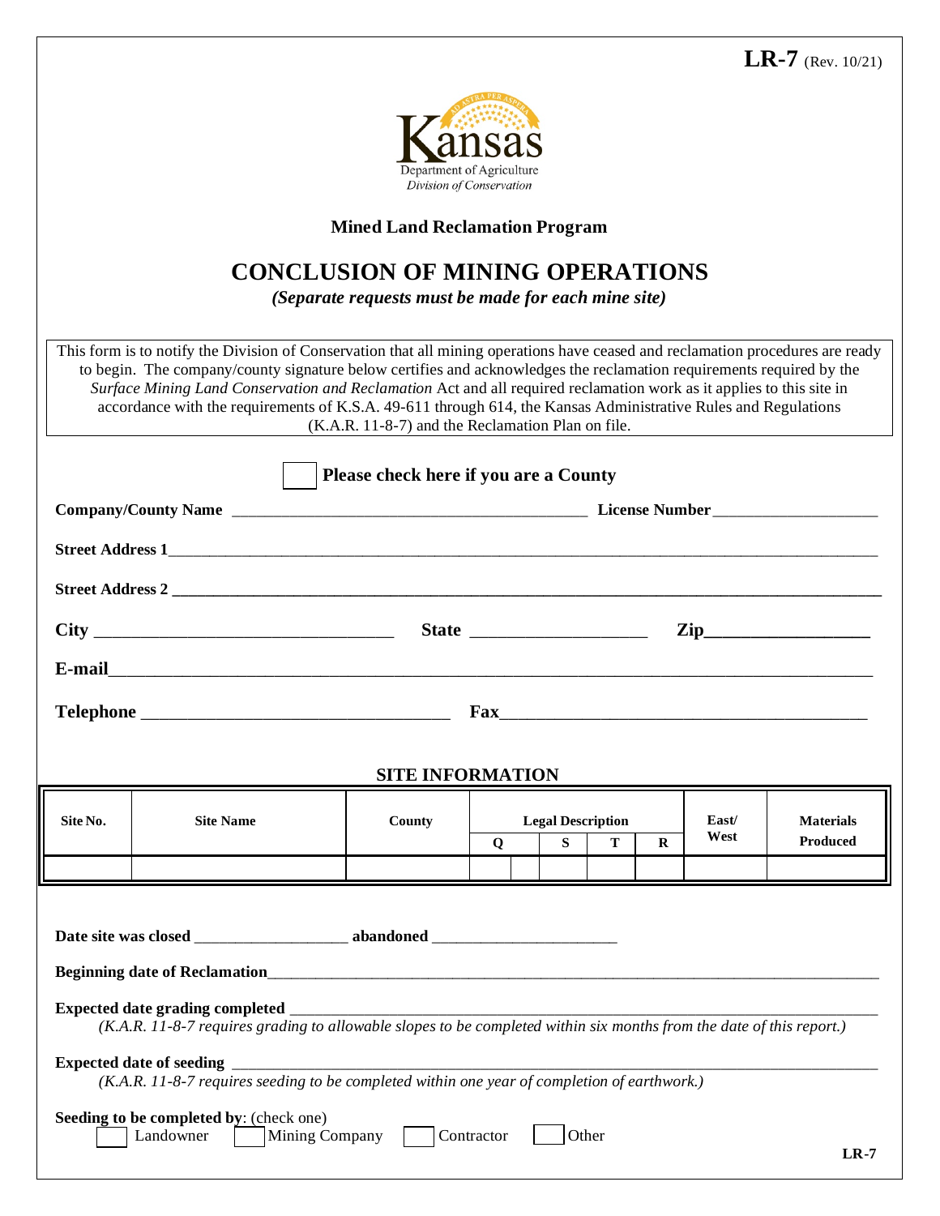LR-7 (Rev. 10/21)

Kansas Department of Agriculture
*Division of Conservation*

**Mined Land Reclamation Program**

# CONCLUSION OF MINING OPERATIONS

***(Separate requests must be made for each mine site)***

This form is to notify the Division of Conservation that all mining operations have ceased and reclamation procedures are ready to begin. The company/county signature below certifies and acknowledges the reclamation requirements required by the *Surface Mining Land Conservation and Reclamation* Act and all required reclamation work as it applies to this site in accordance with the requirements of K.S.A. 49-611 through 614, the Kansas Administrative Rules and Regulations (K.A.R. 11-8-7) and the Reclamation Plan on file.

☐ **Please check here if you are a County**

**Company/County Name** ____________________ **License Number** ____________________

**Street Address 1** ____________________

**Street Address 2** ____________________

**City** ____________________ **State** ____________________ **Zip** ____________________

**E-mail** ____________________

**Telephone** ____________________ **Fax** ____________________

## SITE INFORMATION

| Site No. | Site Name | County | Legal Description | | | | | East/ West | Materials Produced |
|---|---|---|---|---|---|---|---|---|---|
| | | | Q | | S | T | R | | |
| | | | | | | | | | |

**Date site was closed** ____________________ **abandoned** ____________________

**Beginning date of Reclamation** ____________________

**Expected date grading completed** ____________________
*(K.A.R. 11-8-7 requires grading to allowable slopes to be completed within six months from the date of this report.)*

**Expected date of seeding** ____________________
*(K.A.R. 11-8-7 requires seeding to be completed within one year of completion of earthwork.)*

**Seeding to be completed by**: (check one)
☐ Landowner ☐ Mining Company ☐ Contractor ☐ Other

LR-7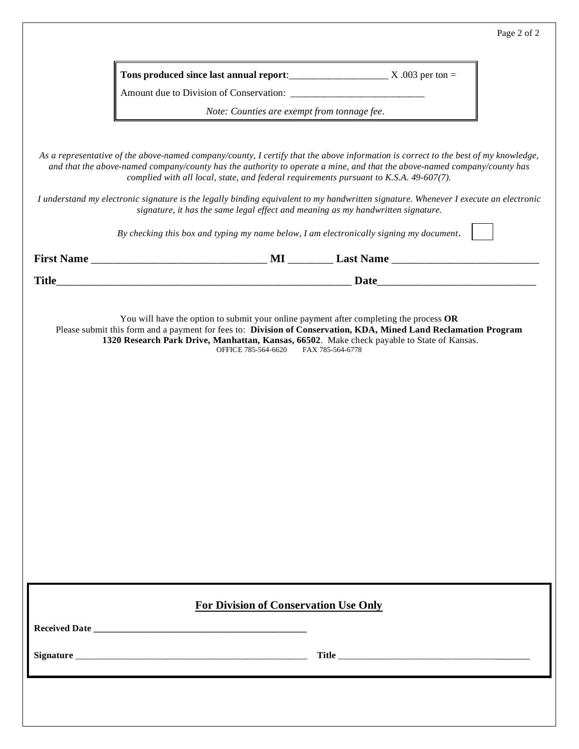**Tons produced since last annual report**:____________________ X .003 per ton =

Amount due to Division of Conservation: ___________________________

*Note: Counties are exempt from tonnage fee.*

*As a representative of the above-named company/county, I certify that the above information is correct to the best of my knowledge, and that the above-named company/county has the authority to operate a mine, and that the above-named company/county has complied with all local, state, and federal requirements pursuant to K.S.A. 49-607(7).*

*I understand my electronic signature is the legally binding equivalent to my handwritten signature. Whenever I execute an electronic signature, it has the same legal effect and meaning as my handwritten signature.*

*By checking this box and typing my name below, I am electronically signing my document.* ☐

**First Name** _______________________________ **MI** ________ **Last Name** __________________________

**Title**______________________________________________________ **Date**_____________________________

You will have the option to submit your online payment after completing the process **OR**
Please submit this form and a payment for fees to: **Division of Conservation, KDA, Mined Land Reclamation Program 1320 Research Park Drive, Manhattan, Kansas, 66502**. Make check payable to State of Kansas.
OFFICE 785-564-6620 FAX 785-564-6778

## For Division of Conservation Use Only

**Received Date** _____________________________________________

**Signature** __________________________________________________ **Title** ________________________________________